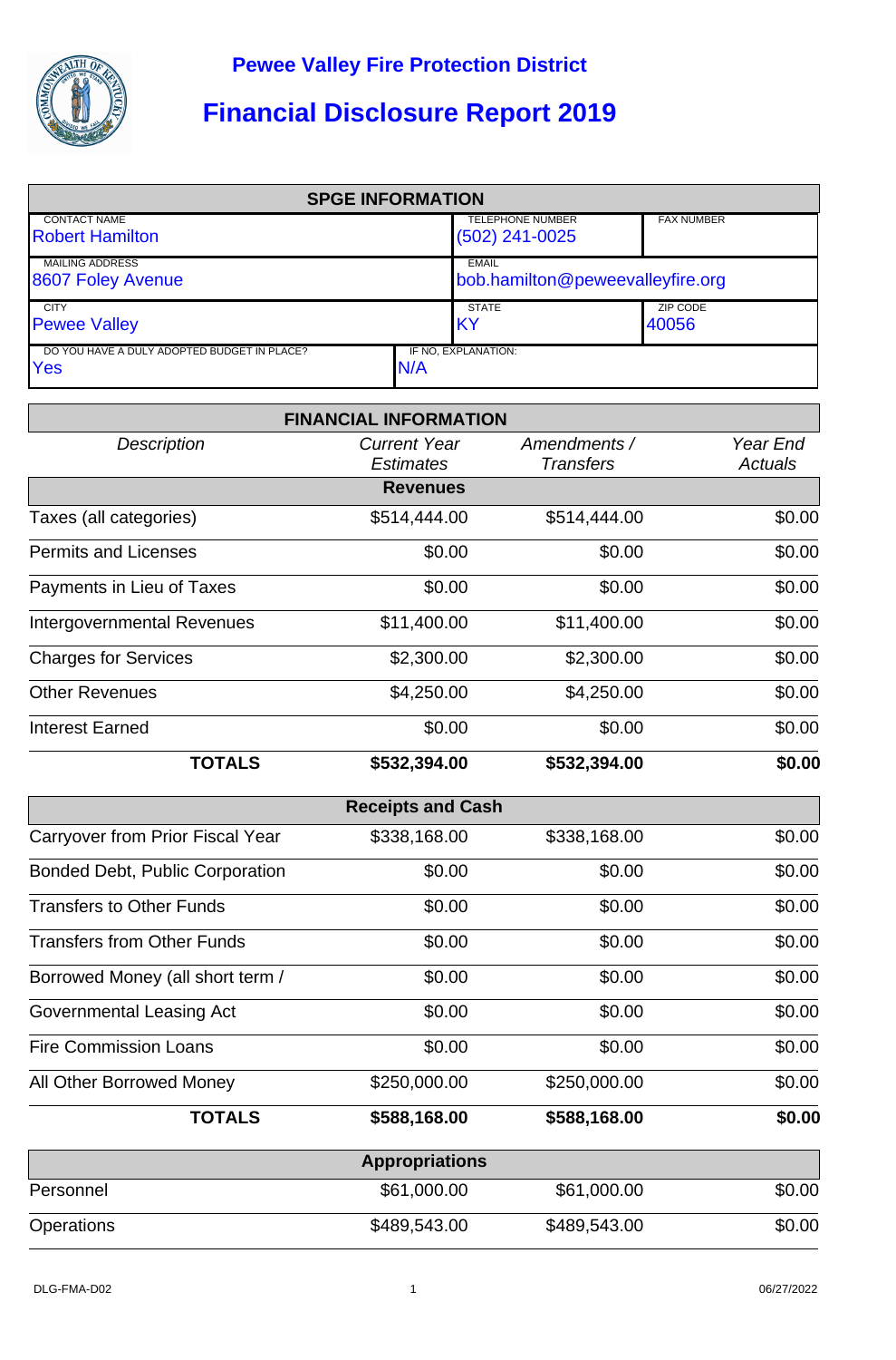# Pewee Valley Fire Protection District

## Financial Disclosure Report 2019

| SPGE INFORMATION | | | |
|---|---|---|---|
| CONTACT NAME<br>Robert Hamilton | | TELEPHONE NUMBER<br>(502) 241-0025 | FAX NUMBER |
| MAILING ADDRESS<br>8607 Foley Avenue | | EMAIL<br>bob.hamilton@peweevalleyfire.org | |
| CITY<br>Pewee Valley | | STATE<br>KY | ZIP CODE<br>40056 |
| DO YOU HAVE A DULY ADOPTED BUDGET IN PLACE?<br>Yes | IF NO, EXPLANATION:<br>N/A | | |

| FINANCIAL INFORMATION | | | |
|---|---|---|---|
| *Description* | *Current Year Estimates* | *Amendments / Transfers* | *Year End Actuals* |
| | **Revenues** | | |
| Taxes (all categories) | $514,444.00 | $514,444.00 | $0.00 |
| Permits and Licenses | $0.00 | $0.00 | $0.00 |
| Payments in Lieu of Taxes | $0.00 | $0.00 | $0.00 |
| Intergovernmental Revenues | $11,400.00 | $11,400.00 | $0.00 |
| Charges for Services | $2,300.00 | $2,300.00 | $0.00 |
| Other Revenues | $4,250.00 | $4,250.00 | $0.00 |
| Interest Earned | $0.00 | $0.00 | $0.00 |
| **TOTALS** | **$532,394.00** | **$532,394.00** | **$0.00** |
| | **Receipts and Cash** | | |
| Carryover from Prior Fiscal Year | $338,168.00 | $338,168.00 | $0.00 |
| Bonded Debt, Public Corporation | $0.00 | $0.00 | $0.00 |
| Transfers to Other Funds | $0.00 | $0.00 | $0.00 |
| Transfers from Other Funds | $0.00 | $0.00 | $0.00 |
| Borrowed Money (all short term / | $0.00 | $0.00 | $0.00 |
| Governmental Leasing Act | $0.00 | $0.00 | $0.00 |
| Fire Commission Loans | $0.00 | $0.00 | $0.00 |
| All Other Borrowed Money | $250,000.00 | $250,000.00 | $0.00 |
| **TOTALS** | **$588,168.00** | **$588,168.00** | **$0.00** |
| | **Appropriations** | | |
| Personnel | $61,000.00 | $61,000.00 | $0.00 |
| Operations | $489,543.00 | $489,543.00 | $0.00 |

DLG-FMA-D02 06/27/2022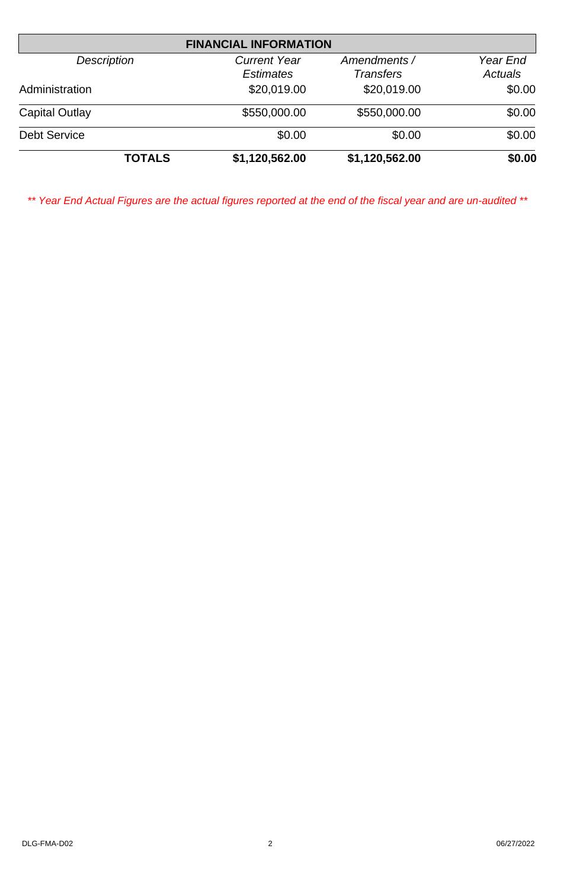| FINANCIAL INFORMATION | | | |
|---|---|---|---|
| *Description* | *Current Year Estimates* | *Amendments / Transfers* | *Year End Actuals* |
| Administration | $20,019.00 | $20,019.00 | $0.00 |
| Capital Outlay | $550,000.00 | $550,000.00 | $0.00 |
| Debt Service | $0.00 | $0.00 | $0.00 |
| **TOTALS** | **$1,120,562.00** | **$1,120,562.00** | **$0.00** |

*** Year End Actual Figures are the actual figures reported at the end of the fiscal year and are un-audited ***

DLG-FMA-D02

06/27/2022